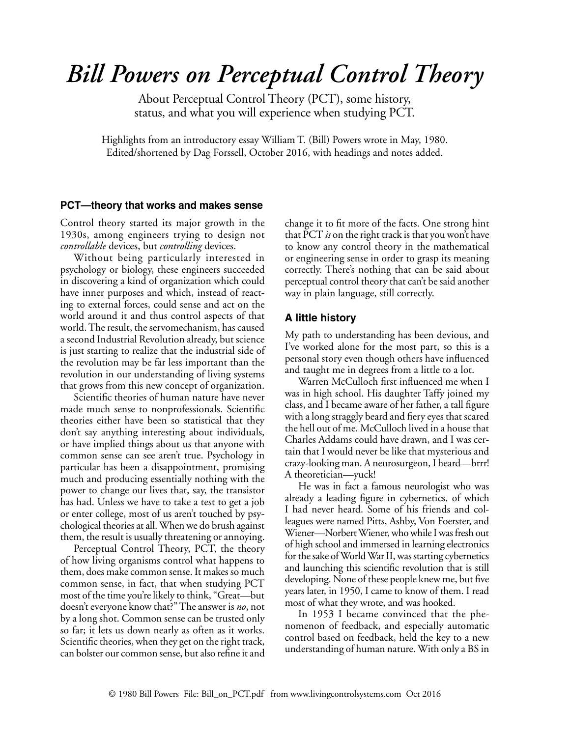# *Bill Powers on Perceptual Control Theory*

About Perceptual Control Theory (PCT), some history, status, and what you will experience when studying PCT.

Highlights from an introductory essay William T. (Bill) Powers wrote in May, 1980. Edited/shortened by Dag Forssell, October 2016, with headings and notes added.

## PCT—theory that works and makes sense

Control theory started its major growth in the 1930s, among engineers trying to design not *controllable* devices, but *controlling* devices.

Without being particularly interested in psychology or biology, these engineers succeeded in discovering a kind of organization which could have inner purposes and which, instead of reacting to external forces, could sense and act on the world around it and thus control aspects of that world. The result, the servomechanism, has caused a second Industrial Revolution already, but science is just starting to realize that the industrial side of the revolution may be far less important than the revolution in our understanding of living systems that grows from this new concept of organization.

Scientific theories of human nature have never made much sense to nonprofessionals. Scientific theories either have been so statistical that they don't say anything interesting about individuals, or have implied things about us that anyone with common sense can see aren't true. Psychology in particular has been a disappointment, promising much and producing essentially nothing with the power to change our lives that, say, the transistor has had. Unless we have to take a test to get a job or enter college, most of us aren't touched by psychological theories at all. When we do brush against them, the result is usually threatening or annoying.

Perceptual Control Theory, PCT, the theory of how living organisms control what happens to them, does make common sense. It makes so much common sense, in fact, that when studying PCT most of the time you're likely to think, "Great—but doesn't everyone know that?" The answer is *no*, not by a long shot. Common sense can be trusted only so far; it lets us down nearly as often as it works. Scientific theories, when they get on the right track, can bolster our common sense, but also refine it and change it to fit more of the facts. One strong hint that PCT *is* on the right track is that you won't have to know any control theory in the mathematical or engineering sense in order to grasp its meaning correctly. There's nothing that can be said about perceptual control theory that can't be said another way in plain language, still correctly.

## A little history

My path to understanding has been devious, and I've worked alone for the most part, so this is a personal story even though others have influenced and taught me in degrees from a little to a lot.

Warren McCulloch first influenced me when I was in high school. His daughter Taffy joined my class, and I became aware of her father, a tall figure with a long straggly beard and fiery eyes that scared the hell out of me. McCulloch lived in a house that Charles Addams could have drawn, and I was certain that I would never be like that mysterious and crazy-looking man. A neurosurgeon, I heard—brrr! A theoretician—yuck!

He was in fact a famous neurologist who was already a leading figure in cybernetics, of which I had never heard. Some of his friends and colleagues were named Pitts, Ashby, Von Foerster, and Wiener—Norbert Wiener, who while I was fresh out of high school and immersed in learning electronics for the sake of World War II, was starting cybernetics and launching this scientific revolution that is still developing. None of these people knew me, but five years later, in 1950, I came to know of them. I read most of what they wrote, and was hooked.

In 1953 I became convinced that the phenomenon of feedback, and especially automatic control based on feedback, held the key to a new understanding of human nature. With only a BS in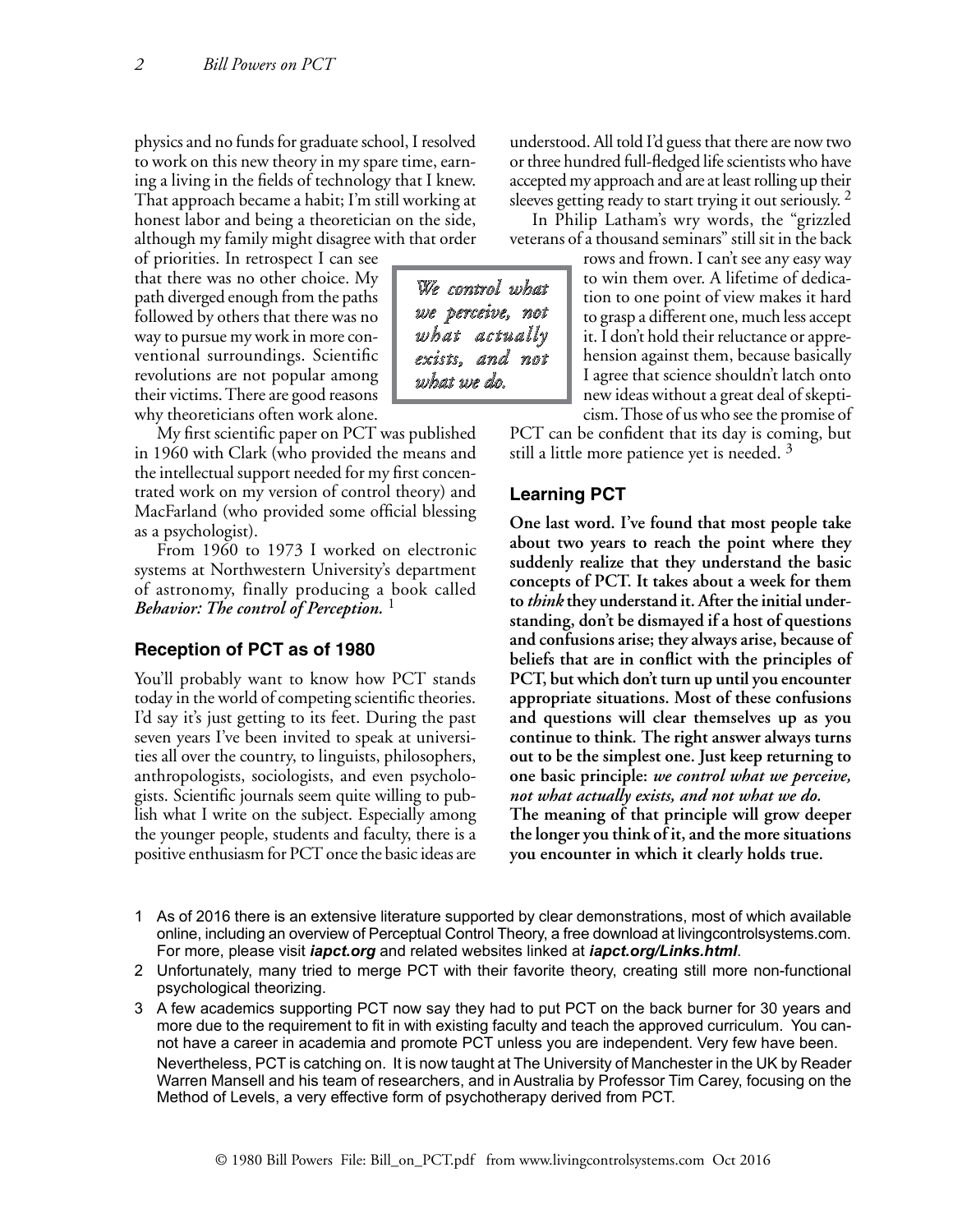physics and no funds for graduate school, I resolved to work on this new theory in my spare time, earning a living in the fields of technology that I knew. That approach became a habit; I'm still working at honest labor and being a theoretician on the side, although my family might disagree with that order of priorities. In retrospect I can see that there was no other choice. My path diverged enough from the paths followed by others that there was no way to pursue my work in more conventional surroundings. Scientific revolutions are not popular among their victims. There are good reasons why theoreticians often work alone.

> *We control what we perceive, not what actually exists, and not what we do.*

My first scientific paper on PCT was published in 1960 with Clark (who provided the means and the intellectual support needed for my first concentrated work on my version of control theory) and MacFarland (who provided some official blessing as a psychologist).

From 1960 to 1973 I worked on electronic systems at Northwestern University's department of astronomy, finally producing a book called ***Behavior: The control of Perception.*** [1]

## Reception of PCT as of 1980

You'll probably want to know how PCT stands today in the world of competing scientific theories. I'd say it's just getting to its feet. During the past seven years I've been invited to speak at universities all over the country, to linguists, philosophers, anthropologists, sociologists, and even psychologists. Scientific journals seem quite willing to publish what I write on the subject. Especially among the younger people, students and faculty, there is a positive enthusiasm for PCT once the basic ideas are understood. All told I'd guess that there are now two or three hundred full-fledged life scientists who have accepted my approach and are at least rolling up their sleeves getting ready to start trying it out seriously. [2]

In Philip Latham's wry words, the "grizzled veterans of a thousand seminars" still sit in the back rows and frown. I can't see any easy way to win them over. A lifetime of dedication to one point of view makes it hard to grasp a different one, much less accept it. I don't hold their reluctance or apprehension against them, because basically I agree that science shouldn't latch onto new ideas without a great deal of skepticism. Those of us who see the promise of PCT can be confident that its day is coming, but still a little more patience yet is needed. [3]

## Learning PCT

**One last word. I've found that most people take about two years to reach the point where they suddenly realize that they understand the basic concepts of PCT. It takes about a week for them to *think* they understand it. After the initial understanding, don't be dismayed if a host of questions and confusions arise; they always arise, because of beliefs that are in conflict with the principles of PCT, but which don't turn up until you encounter appropriate situations. Most of these confusions and questions will clear themselves up as you continue to think. The right answer always turns out to be the simplest one. Just keep returning to one basic principle: *we control what we perceive, not what actually exists, and not what we do.***

**The meaning of that principle will grow deeper the longer you think of it, and the more situations you encounter in which it clearly holds true.**

---

1 As of 2016 there is an extensive literature supported by clear demonstrations, most of which available online, including an overview of Perceptual Control Theory, a free download at livingcontrolsystems.com. For more, please visit ***iapct.org*** and related websites linked at ***iapct.org/Links.html***.

2 Unfortunately, many tried to merge PCT with their favorite theory, creating still more non-functional psychological theorizing.

3 A few academics supporting PCT now say they had to put PCT on the back burner for 30 years and more due to the requirement to fit in with existing faculty and teach the approved curriculum. You cannot have a career in academia and promote PCT unless you are independent. Very few have been. Nevertheless, PCT is catching on. It is now taught at The University of Manchester in the UK by Reader Warren Mansell and his team of researchers, and in Australia by Professor Tim Carey, focusing on the Method of Levels, a very effective form of psychotherapy derived from PCT.

© 1980 Bill Powers File: Bill_on_PCT.pdf from www.livingcontrolsystems.com Oct 2016